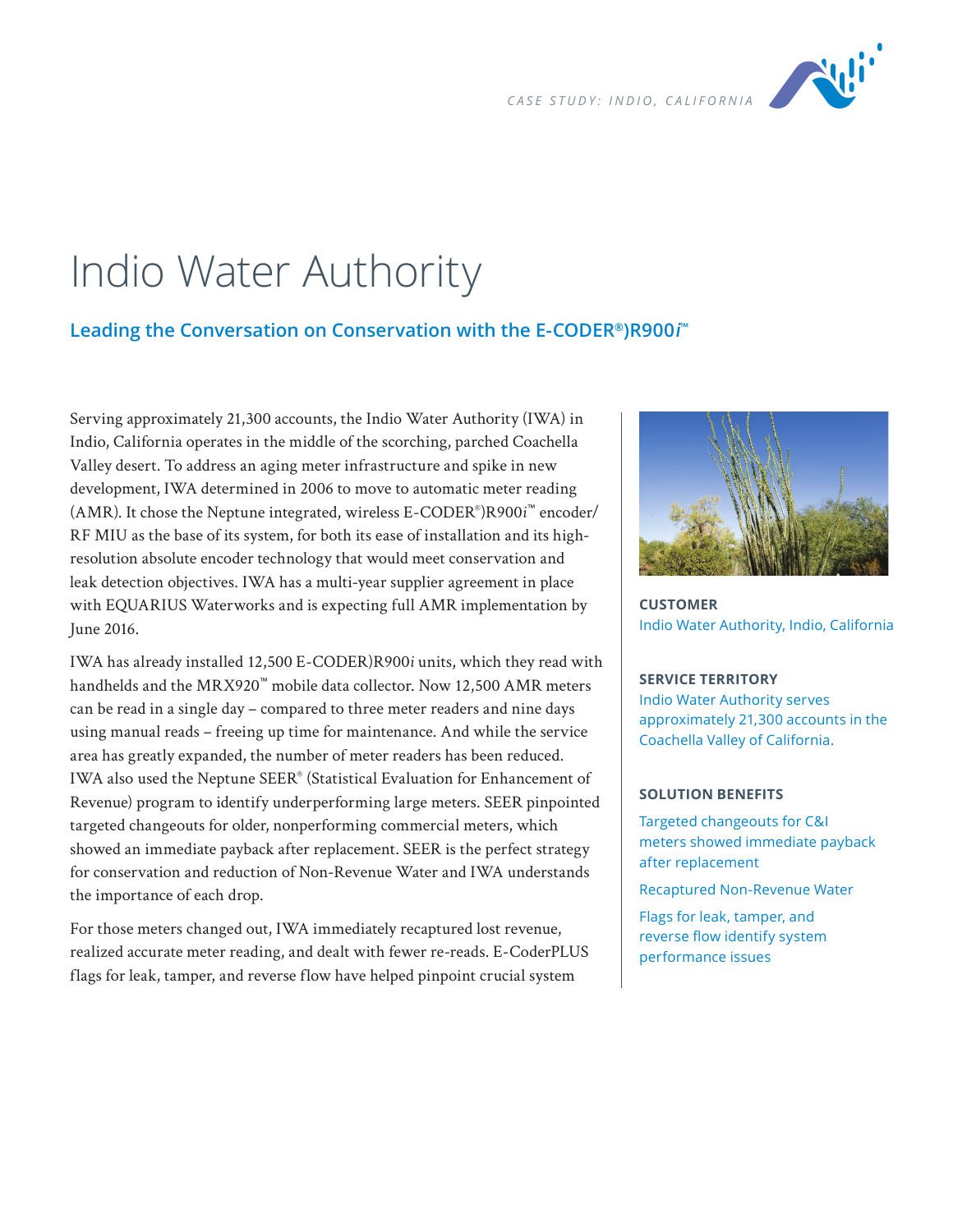CASE STUDY: INDIO, CALIFORNIA

# Indio Water Authority

## Leading the Conversation on Conservation with the E-CODER®)R900*i*™

Serving approximately 21,300 accounts, the Indio Water Authority (IWA) in Indio, California operates in the middle of the scorching, parched Coachella Valley desert. To address an aging meter infrastructure and spike in new development, IWA determined in 2006 to move to automatic meter reading (AMR). It chose the Neptune integrated, wireless E-CODER®)R900*i*™ encoder/RF MIU as the base of its system, for both its ease of installation and its high-resolution absolute encoder technology that would meet conservation and leak detection objectives. IWA has a multi-year supplier agreement in place with EQUARIUS Waterworks and is expecting full AMR implementation by June 2016.

IWA has already installed 12,500 E-CODER)R900*i* units, which they read with handhelds and the MRX920™ mobile data collector. Now 12,500 AMR meters can be read in a single day – compared to three meter readers and nine days using manual reads – freeing up time for maintenance. And while the service area has greatly expanded, the number of meter readers has been reduced. IWA also used the Neptune SEER® (Statistical Evaluation for Enhancement of Revenue) program to identify underperforming large meters. SEER pinpointed targeted changeouts for older, nonperforming commercial meters, which showed an immediate payback after replacement. SEER is the perfect strategy for conservation and reduction of Non-Revenue Water and IWA understands the importance of each drop.

For those meters changed out, IWA immediately recaptured lost revenue, realized accurate meter reading, and dealt with fewer re-reads. E-CoderPLUS flags for leak, tamper, and reverse flow have helped pinpoint crucial system

**CUSTOMER**

Indio Water Authority, Indio, California

**SERVICE TERRITORY**

Indio Water Authority serves approximately 21,300 accounts in the Coachella Valley of California.

**SOLUTION BENEFITS**

Targeted changeouts for C&I meters showed immediate payback after replacement

Recaptured Non-Revenue Water

Flags for leak, tamper, and reverse flow identify system performance issues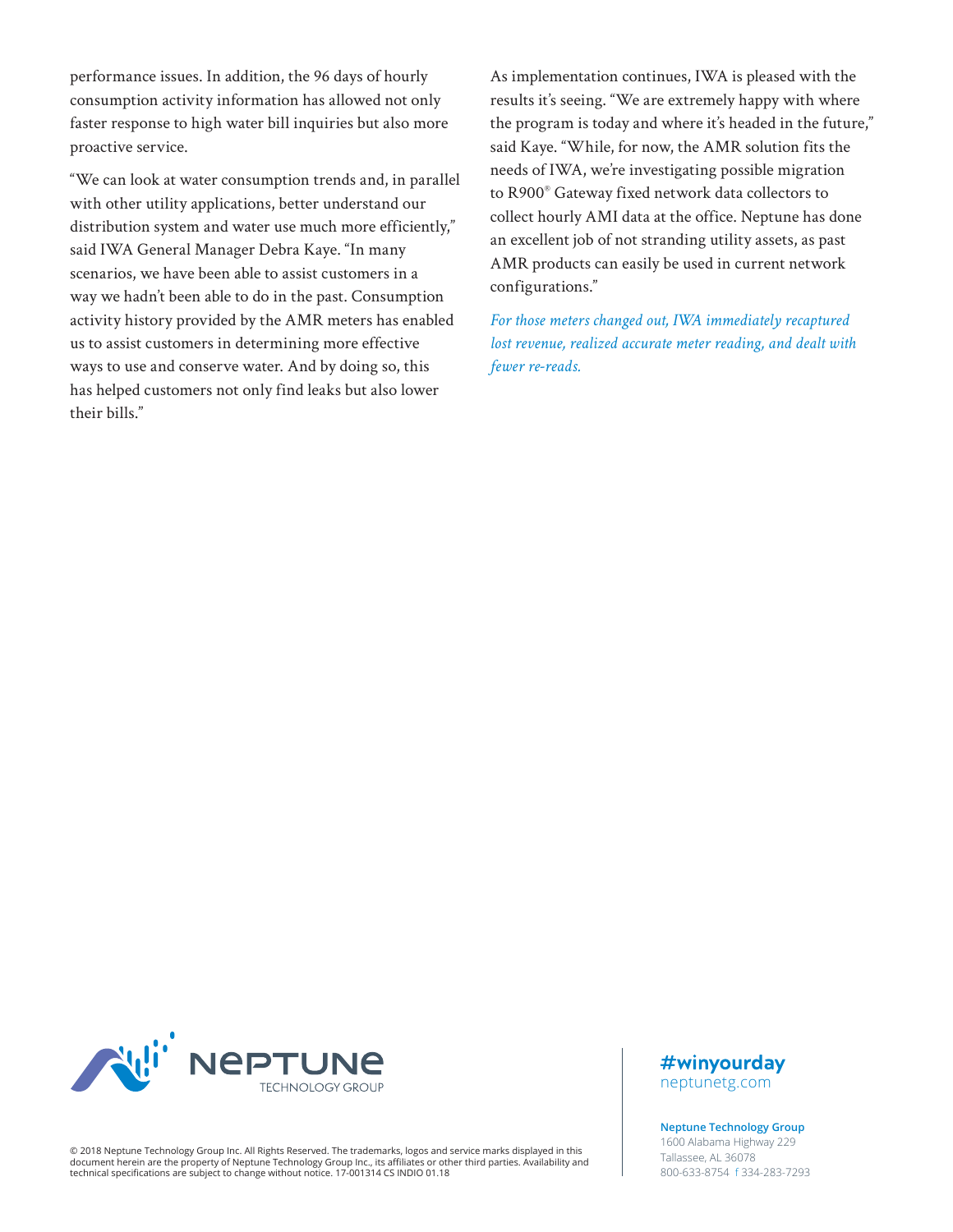performance issues. In addition, the 96 days of hourly consumption activity information has allowed not only faster response to high water bill inquiries but also more proactive service.

"We can look at water consumption trends and, in parallel with other utility applications, better understand our distribution system and water use much more efficiently," said IWA General Manager Debra Kaye. "In many scenarios, we have been able to assist customers in a way we hadn't been able to do in the past. Consumption activity history provided by the AMR meters has enabled us to assist customers in determining more effective ways to use and conserve water. And by doing so, this has helped customers not only find leaks but also lower their bills."

As implementation continues, IWA is pleased with the results it's seeing. "We are extremely happy with where the program is today and where it's headed in the future," said Kaye. "While, for now, the AMR solution fits the needs of IWA, we're investigating possible migration to R900® Gateway fixed network data collectors to collect hourly AMI data at the office. Neptune has done an excellent job of not stranding utility assets, as past AMR products can easily be used in current network configurations."

*For those meters changed out, IWA immediately recaptured lost revenue, realized accurate meter reading, and dealt with fewer re-reads.*

NEPTUNE TECHNOLOGY GROUP

© 2018 Neptune Technology Group Inc. All Rights Reserved. The trademarks, logos and service marks displayed in this document herein are the property of Neptune Technology Group Inc., its affiliates or other third parties. Availability and technical specifications are subject to change without notice. 17-001314 CS INDIO 01.18

**#winyourday**
neptunetg.com

**Neptune Technology Group**
1600 Alabama Highway 229
Tallassee, AL 36078
800-633-8754 f 334-283-7293